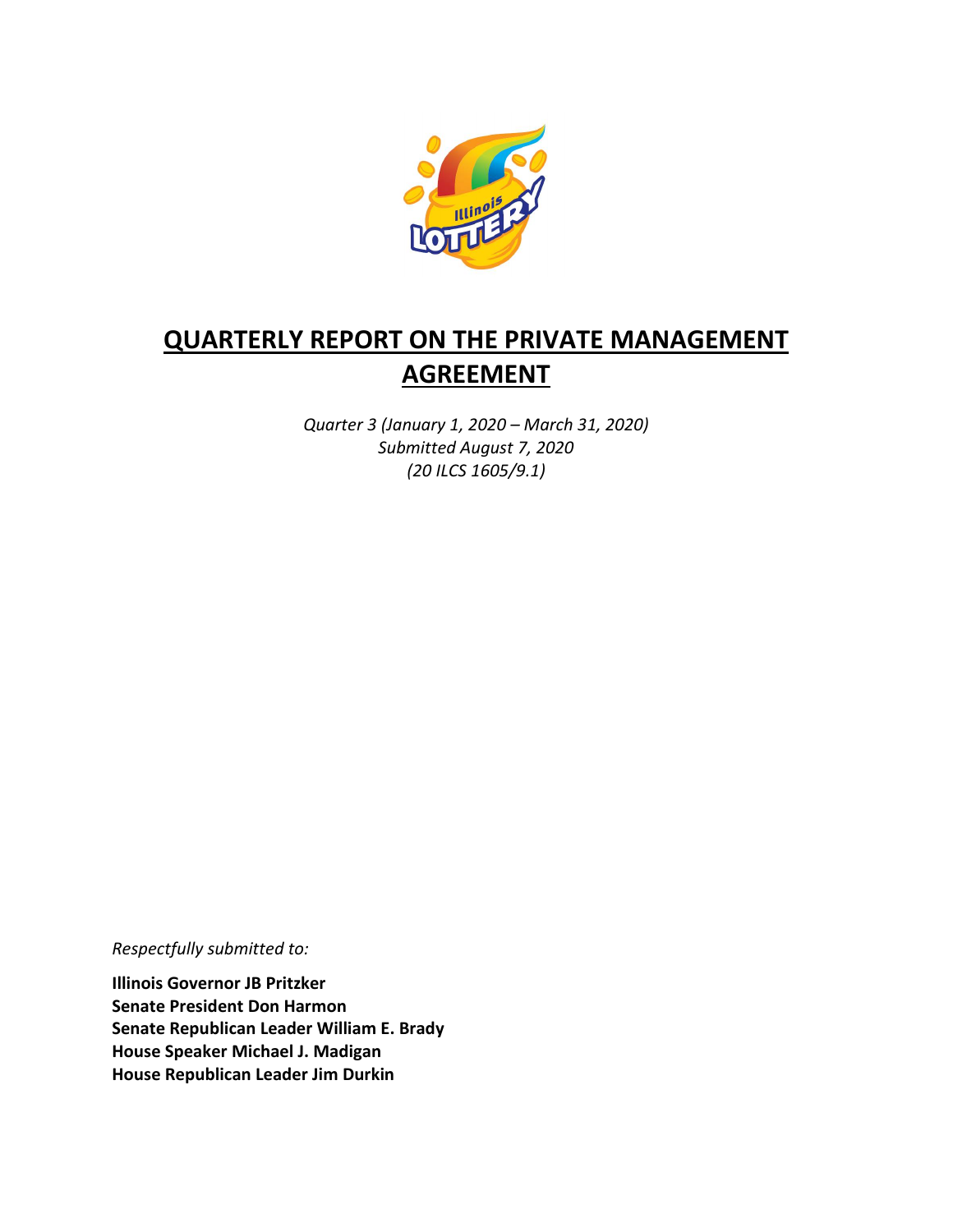# QUARTERLY REPORT ON THE PRIVATE MANAGEMENT AGREEMENT

*Quarter 3 (January 1, 2020 – March 31, 2020)*
*Submitted August 7, 2020*
*(20 ILCS 1605/9.1)*

*Respectfully submitted to:*

**Illinois Governor JB Pritzker**
**Senate President Don Harmon**
**Senate Republican Leader William E. Brady**
**House Speaker Michael J. Madigan**
**House Republican Leader Jim Durkin**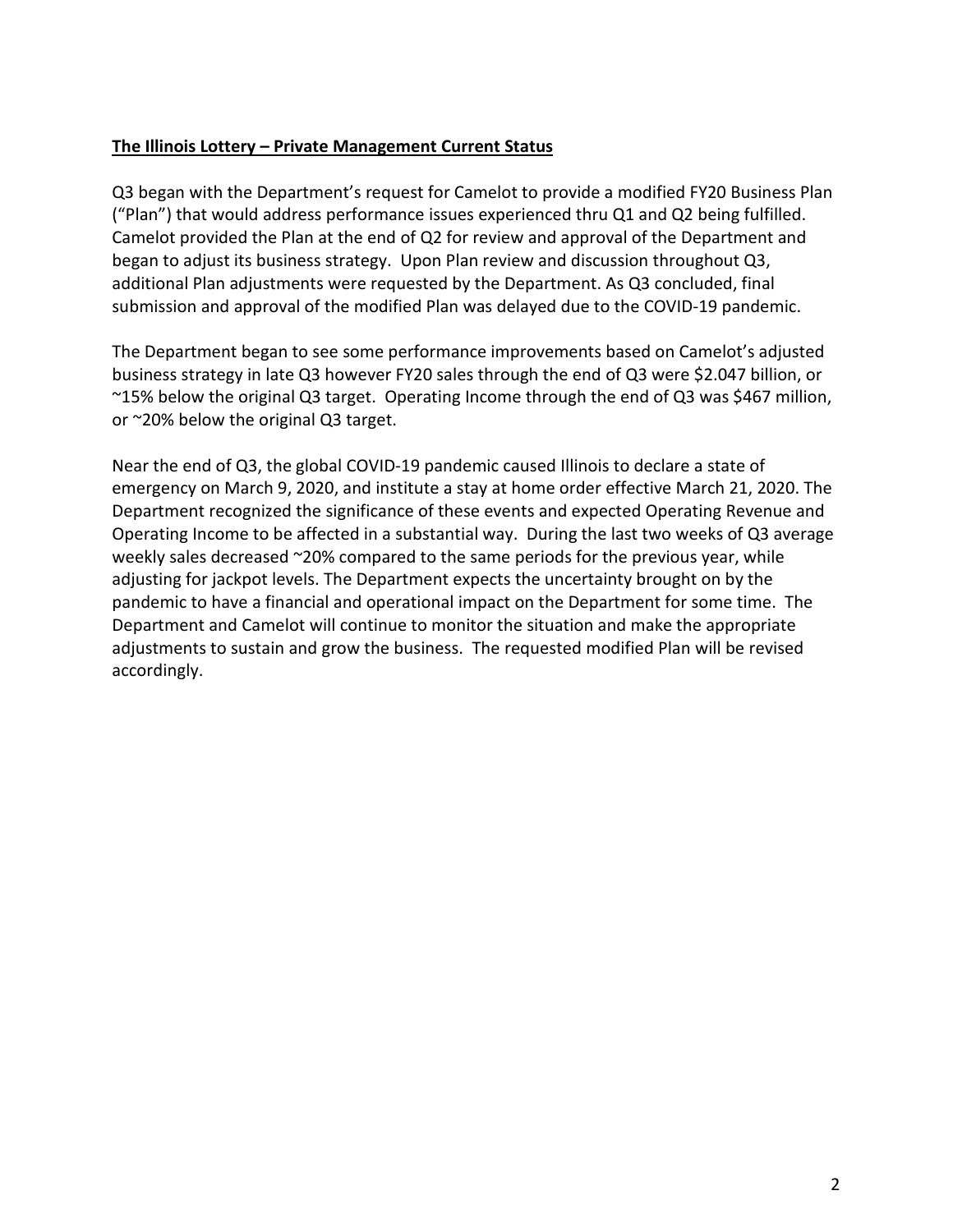**The Illinois Lottery – Private Management Current Status**

Q3 began with the Department's request for Camelot to provide a modified FY20 Business Plan ("Plan") that would address performance issues experienced thru Q1 and Q2 being fulfilled. Camelot provided the Plan at the end of Q2 for review and approval of the Department and began to adjust its business strategy. Upon Plan review and discussion throughout Q3, additional Plan adjustments were requested by the Department. As Q3 concluded, final submission and approval of the modified Plan was delayed due to the COVID-19 pandemic.

The Department began to see some performance improvements based on Camelot's adjusted business strategy in late Q3 however FY20 sales through the end of Q3 were $2.047 billion, or ~15% below the original Q3 target. Operating Income through the end of Q3 was $467 million, or ~20% below the original Q3 target.

Near the end of Q3, the global COVID-19 pandemic caused Illinois to declare a state of emergency on March 9, 2020, and institute a stay at home order effective March 21, 2020. The Department recognized the significance of these events and expected Operating Revenue and Operating Income to be affected in a substantial way. During the last two weeks of Q3 average weekly sales decreased ~20% compared to the same periods for the previous year, while adjusting for jackpot levels. The Department expects the uncertainty brought on by the pandemic to have a financial and operational impact on the Department for some time. The Department and Camelot will continue to monitor the situation and make the appropriate adjustments to sustain and grow the business. The requested modified Plan will be revised accordingly.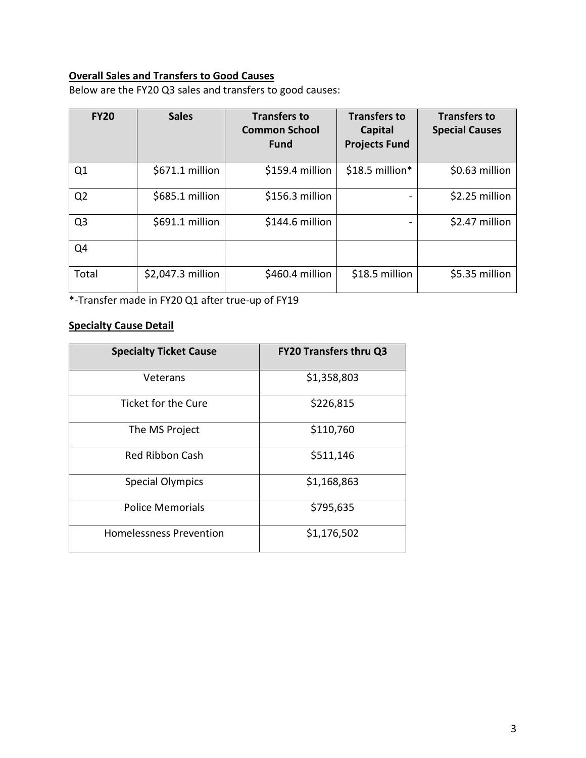## Overall Sales and Transfers to Good Causes

Below are the FY20 Q3 sales and transfers to good causes:

| FY20 | Sales | Transfers to Common School Fund | Transfers to Capital Projects Fund | Transfers to Special Causes |
|---|---|---|---|---|
| Q1 | $671.1 million | $159.4 million | $18.5 million* | $0.63 million |
| Q2 | $685.1 million | $156.3 million | - | $2.25 million |
| Q3 | $691.1 million | $144.6 million | - | $2.47 million |
| Q4 | | | | |
| Total | $2,047.3 million | $460.4 million | $18.5 million | $5.35 million |

*-Transfer made in FY20 Q1 after true-up of FY19

## Specialty Cause Detail

| Specialty Ticket Cause | FY20 Transfers thru Q3 |
|---|---|
| Veterans | $1,358,803 |
| Ticket for the Cure | $226,815 |
| The MS Project | $110,760 |
| Red Ribbon Cash | $511,146 |
| Special Olympics | $1,168,863 |
| Police Memorials | $795,635 |
| Homelessness Prevention | $1,176,502 |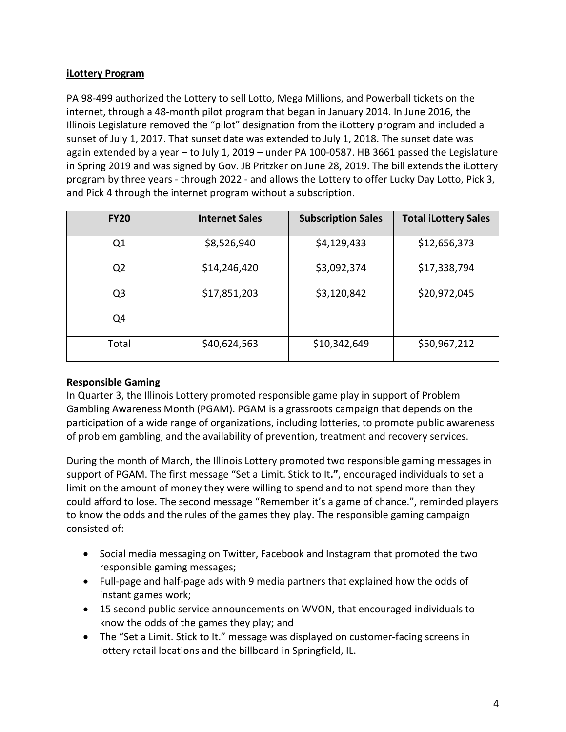## iLottery Program

PA 98-499 authorized the Lottery to sell Lotto, Mega Millions, and Powerball tickets on the internet, through a 48-month pilot program that began in January 2014. In June 2016, the Illinois Legislature removed the "pilot" designation from the iLottery program and included a sunset of July 1, 2017. That sunset date was extended to July 1, 2018. The sunset date was again extended by a year – to July 1, 2019 – under PA 100-0587. HB 3661 passed the Legislature in Spring 2019 and was signed by Gov. JB Pritzker on June 28, 2019. The bill extends the iLottery program by three years - through 2022 - and allows the Lottery to offer Lucky Day Lotto, Pick 3, and Pick 4 through the internet program without a subscription.

| FY20 | Internet Sales | Subscription Sales | Total iLottery Sales |
|---|---|---|---|
| Q1 | $8,526,940 | $4,129,433 | $12,656,373 |
| Q2 | $14,246,420 | $3,092,374 | $17,338,794 |
| Q3 | $17,851,203 | $3,120,842 | $20,972,045 |
| Q4 | | | |
| Total | $40,624,563 | $10,342,649 | $50,967,212 |

## Responsible Gaming

In Quarter 3, the Illinois Lottery promoted responsible game play in support of Problem Gambling Awareness Month (PGAM). PGAM is a grassroots campaign that depends on the participation of a wide range of organizations, including lotteries, to promote public awareness of problem gambling, and the availability of prevention, treatment and recovery services.

During the month of March, the Illinois Lottery promoted two responsible gaming messages in support of PGAM. The first message "Set a Limit. Stick to It**.**", encouraged individuals to set a limit on the amount of money they were willing to spend and to not spend more than they could afford to lose. The second message "Remember it's a game of chance.", reminded players to know the odds and the rules of the games they play. The responsible gaming campaign consisted of:

- Social media messaging on Twitter, Facebook and Instagram that promoted the two responsible gaming messages;
- Full-page and half-page ads with 9 media partners that explained how the odds of instant games work;
- 15 second public service announcements on WVON, that encouraged individuals to know the odds of the games they play; and
- The "Set a Limit. Stick to It." message was displayed on customer-facing screens in lottery retail locations and the billboard in Springfield, IL.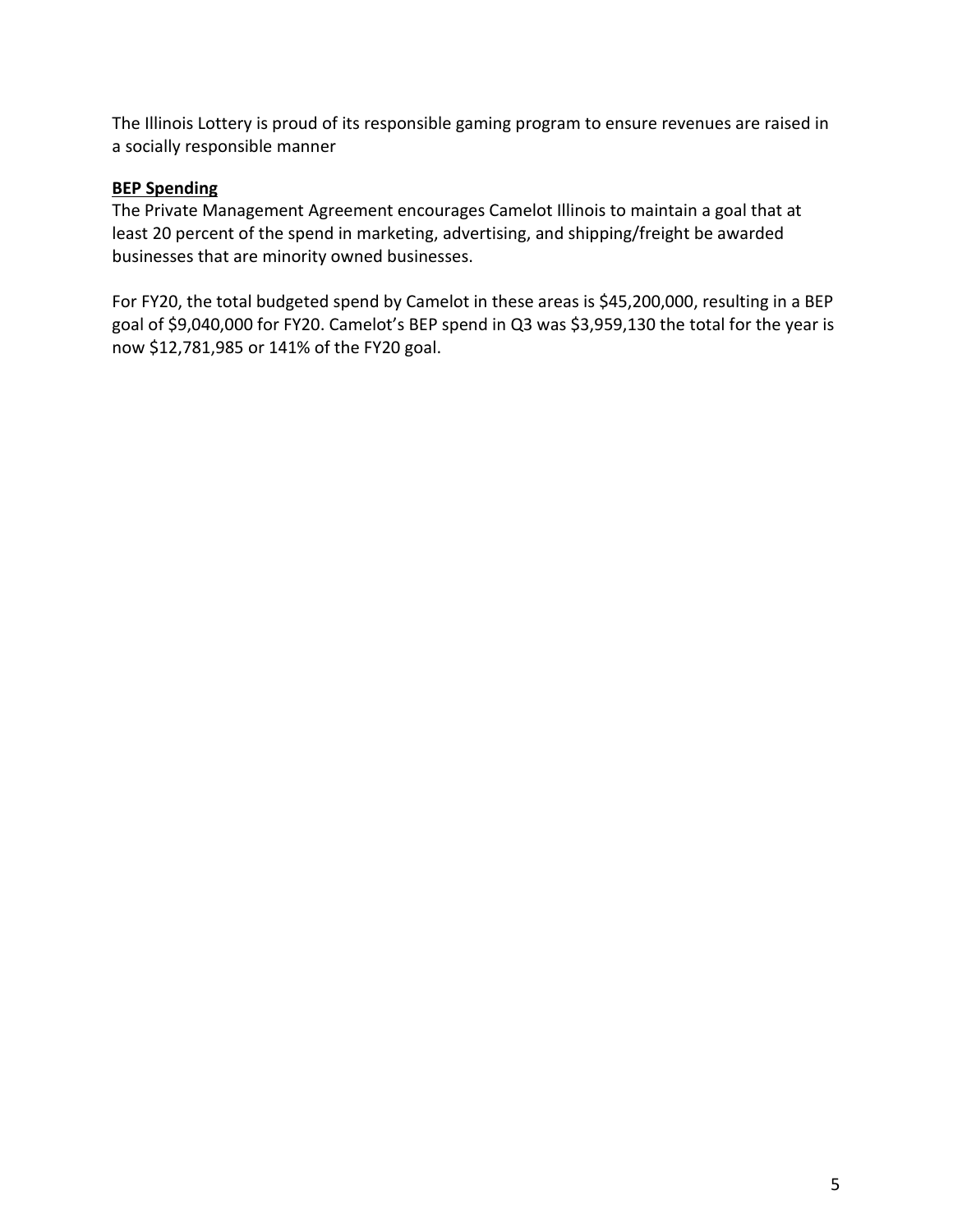The Illinois Lottery is proud of its responsible gaming program to ensure revenues are raised in a socially responsible manner

**BEP Spending**

The Private Management Agreement encourages Camelot Illinois to maintain a goal that at least 20 percent of the spend in marketing, advertising, and shipping/freight be awarded businesses that are minority owned businesses.

For FY20, the total budgeted spend by Camelot in these areas is $45,200,000, resulting in a BEP goal of $9,040,000 for FY20. Camelot's BEP spend in Q3 was $3,959,130 the total for the year is now $12,781,985 or 141% of the FY20 goal.